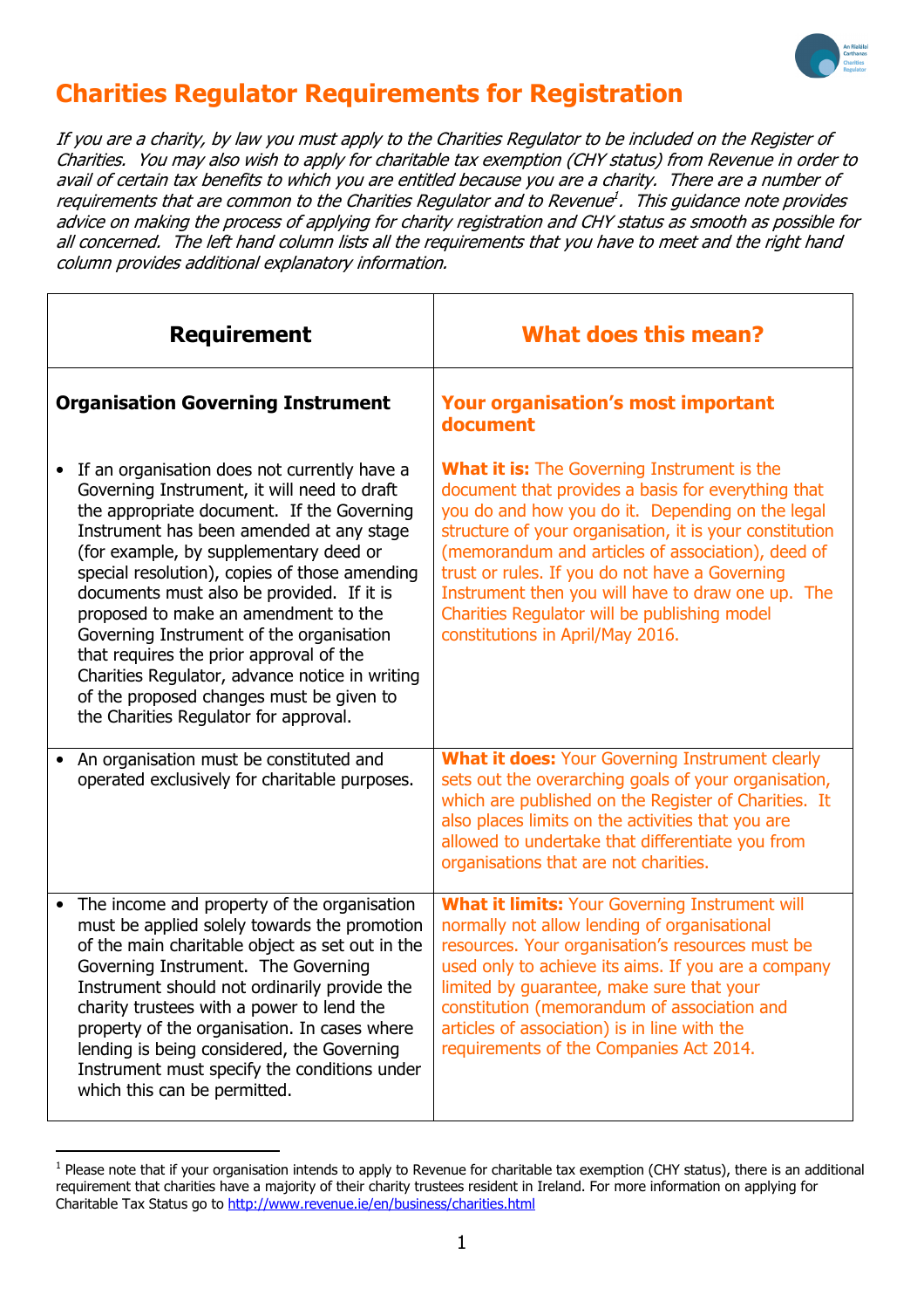# Charities Regulator Requirements for Registration

*If you are a charity, by law you must apply to the Charities Regulator to be included on the Register of Charities. You may also wish to apply for charitable tax exemption (CHY status) from Revenue in order to avail of certain tax benefits to which you are entitled because you are a charity. There are a number of requirements that are common to the Charities Regulator and to Revenue*[1]*. This guidance note provides advice on making the process of applying for charity registration and CHY status as smooth as possible for all concerned. The left hand column lists all the requirements that you have to meet and the right hand column provides additional explanatory information.*

| Requirement | What does this mean? |
|---|---|
| **Organisation Governing Instrument** | **Your organisation's most important document** |
| • If an organisation does not currently have a Governing Instrument, it will need to draft the appropriate document. If the Governing Instrument has been amended at any stage (for example, by supplementary deed or special resolution), copies of those amending documents must also be provided. If it is proposed to make an amendment to the Governing Instrument of the organisation that requires the prior approval of the Charities Regulator, advance notice in writing of the proposed changes must be given to the Charities Regulator for approval. | **What it is:** The Governing Instrument is the document that provides a basis for everything that you do and how you do it. Depending on the legal structure of your organisation, it is your constitution (memorandum and articles of association), deed of trust or rules. If you do not have a Governing Instrument then you will have to draw one up. The Charities Regulator will be publishing model constitutions in April/May 2016. |
| • An organisation must be constituted and operated exclusively for charitable purposes. | **What it does:** Your Governing Instrument clearly sets out the overarching goals of your organisation, which are published on the Register of Charities. It also places limits on the activities that you are allowed to undertake that differentiate you from organisations that are not charities. |
| • The income and property of the organisation must be applied solely towards the promotion of the main charitable object as set out in the Governing Instrument. The Governing Instrument should not ordinarily provide the charity trustees with a power to lend the property of the organisation. In cases where lending is being considered, the Governing Instrument must specify the conditions under which this can be permitted. | **What it limits:** Your Governing Instrument will normally not allow lending of organisational resources. Your organisation's resources must be used only to achieve its aims. If you are a company limited by guarantee, make sure that your constitution (memorandum of association and articles of association) is in line with the requirements of the Companies Act 2014. |

[1] Please note that if your organisation intends to apply to Revenue for charitable tax exemption (CHY status), there is an additional requirement that charities have a majority of their charity trustees resident in Ireland. For more information on applying for Charitable Tax Status go to http://www.revenue.ie/en/business/charities.html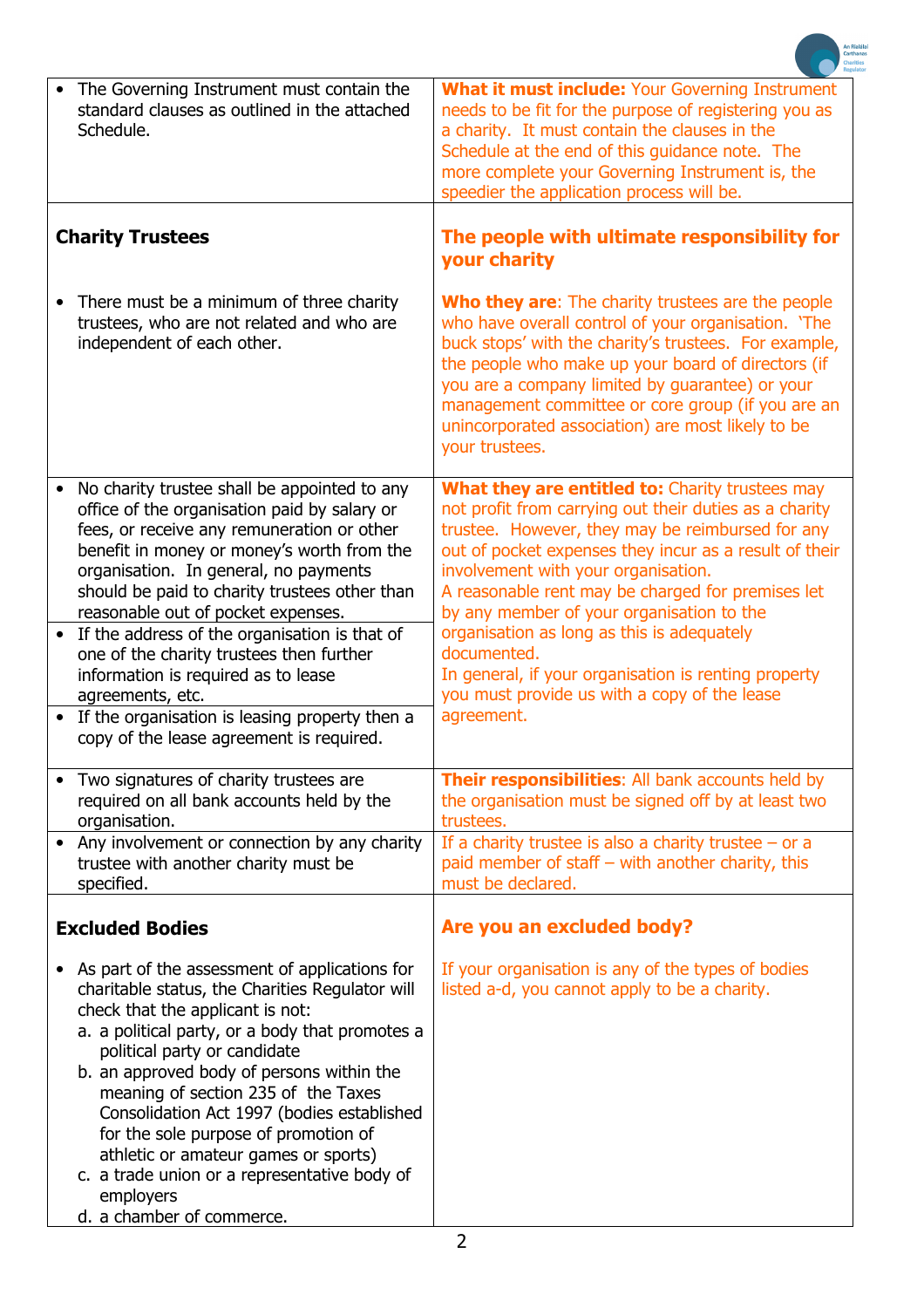| | |
|---|---|
| • The Governing Instrument must contain the standard clauses as outlined in the attached Schedule. | **What it must include:** Your Governing Instrument needs to be fit for the purpose of registering you as a charity. It must contain the clauses in the Schedule at the end of this guidance note. The more complete your Governing Instrument is, the speedier the application process will be. |
| **Charity Trustees**<br><br>• There must be a minimum of three charity trustees, who are not related and who are independent of each other. | **The people with ultimate responsibility for your charity**<br><br>**Who they are**: The charity trustees are the people who have overall control of your organisation. 'The buck stops' with the charity's trustees. For example, the people who make up your board of directors (if you are a company limited by guarantee) or your management committee or core group (if you are an unincorporated association) are most likely to be your trustees. |
| • No charity trustee shall be appointed to any office of the organisation paid by salary or fees, or receive any remuneration or other benefit in money or money's worth from the organisation. In general, no payments should be paid to charity trustees other than reasonable out of pocket expenses.<br>• If the address of the organisation is that of one of the charity trustees then further information is required as to lease agreements, etc.<br>• If the organisation is leasing property then a copy of the lease agreement is required. | **What they are entitled to:** Charity trustees may not profit from carrying out their duties as a charity trustee. However, they may be reimbursed for any out of pocket expenses they incur as a result of their involvement with your organisation.<br>A reasonable rent may be charged for premises let by any member of your organisation to the organisation as long as this is adequately documented.<br>In general, if your organisation is renting property you must provide us with a copy of the lease agreement. |
| • Two signatures of charity trustees are required on all bank accounts held by the organisation. | **Their responsibilities**: All bank accounts held by the organisation must be signed off by at least two trustees. |
| • Any involvement or connection by any charity trustee with another charity must be specified. | If a charity trustee is also a charity trustee – or a paid member of staff – with another charity, this must be declared. |
| **Excluded Bodies**<br><br>• As part of the assessment of applications for charitable status, the Charities Regulator will check that the applicant is not:<br>a. a political party, or a body that promotes a political party or candidate<br>b. an approved body of persons within the meaning of section 235 of the Taxes Consolidation Act 1997 (bodies established for the sole purpose of promotion of athletic or amateur games or sports)<br>c. a trade union or a representative body of employers<br>d. a chamber of commerce. | **Are you an excluded body?**<br><br>If your organisation is any of the types of bodies listed a-d, you cannot apply to be a charity. |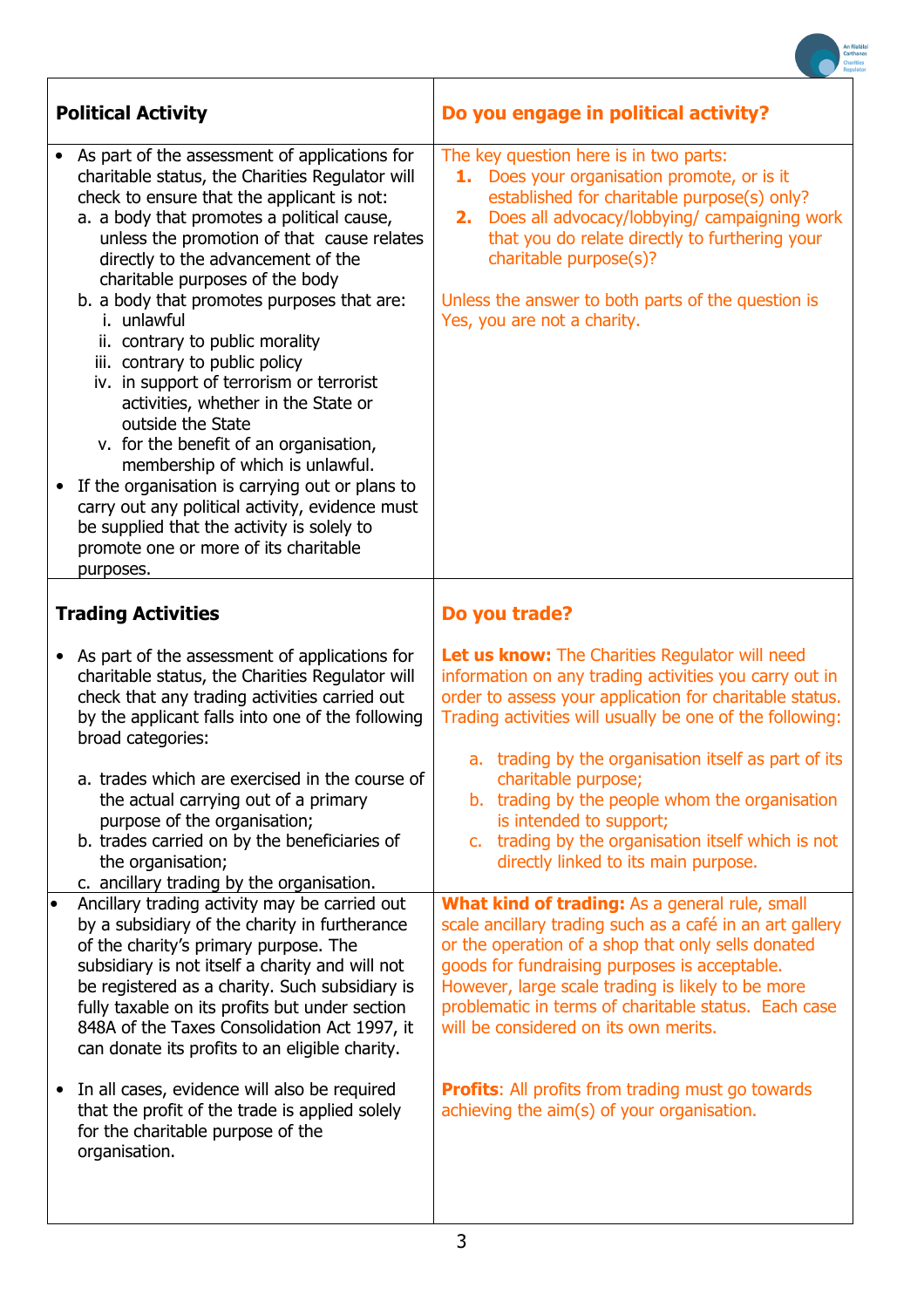| **Political Activity** | **Do you engage in political activity?** |
|---|---|
| • As part of the assessment of applications for charitable status, the Charities Regulator will check to ensure that the applicant is not:<br>a. a body that promotes a political cause, unless the promotion of that cause relates directly to the advancement of the charitable purposes of the body<br>b. a body that promotes purposes that are:<br>i. unlawful<br>ii. contrary to public morality<br>iii. contrary to public policy<br>iv. in support of terrorism or terrorist activities, whether in the State or outside the State<br>v. for the benefit of an organisation, membership of which is unlawful.<br>• If the organisation is carrying out or plans to carry out any political activity, evidence must be supplied that the activity is solely to promote one or more of its charitable purposes. | The key question here is in two parts:<br>**1.** Does your organisation promote, or is it established for charitable purpose(s) only?<br>**2.** Does all advocacy/lobbying/ campaigning work that you do relate directly to furthering your charitable purpose(s)?<br><br>Unless the answer to both parts of the question is Yes, you are not a charity. |
| **Trading Activities** | **Do you trade?** |
| • As part of the assessment of applications for charitable status, the Charities Regulator will check that any trading activities carried out by the applicant falls into one of the following broad categories:<br><br>a. trades which are exercised in the course of the actual carrying out of a primary purpose of the organisation;<br>b. trades carried on by the beneficiaries of the organisation;<br>c. ancillary trading by the organisation. | **Let us know:** The Charities Regulator will need information on any trading activities you carry out in order to assess your application for charitable status. Trading activities will usually be one of the following:<br><br>a. trading by the organisation itself as part of its charitable purpose;<br>b. trading by the people whom the organisation is intended to support;<br>c. trading by the organisation itself which is not directly linked to its main purpose. |
| • Ancillary trading activity may be carried out by a subsidiary of the charity in furtherance of the charity's primary purpose. The subsidiary is not itself a charity and will not be registered as a charity. Such subsidiary is fully taxable on its profits but under section 848A of the Taxes Consolidation Act 1997, it can donate its profits to an eligible charity.<br><br>• In all cases, evidence will also be required that the profit of the trade is applied solely for the charitable purpose of the organisation. | **What kind of trading:** As a general rule, small scale ancillary trading such as a café in an art gallery or the operation of a shop that only sells donated goods for fundraising purposes is acceptable. However, large scale trading is likely to be more problematic in terms of charitable status. Each case will be considered on its own merits.<br><br>**Profits**: All profits from trading must go towards achieving the aim(s) of your organisation. |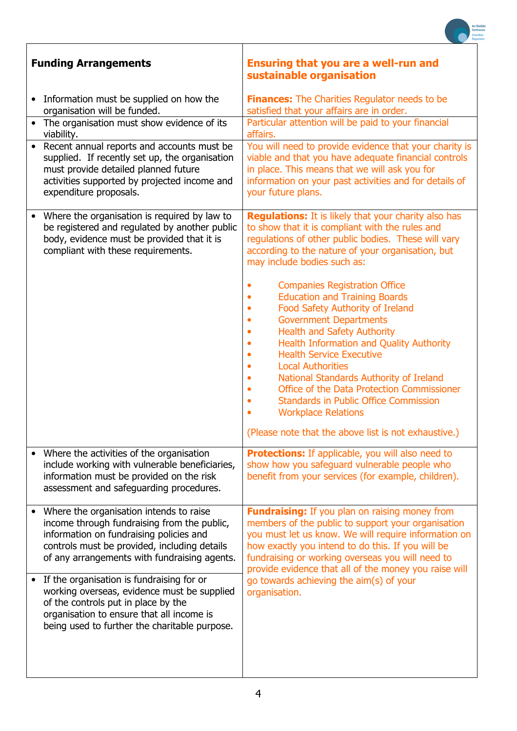| **Funding Arrangements** | **Ensuring that you are a well-run and sustainable organisation** |
|---|---|
| • Information must be supplied on how the organisation will be funded. | **Finances:** The Charities Regulator needs to be satisfied that your affairs are in order. |
| • The organisation must show evidence of its viability. | Particular attention will be paid to your financial affairs. |
| • Recent annual reports and accounts must be supplied. If recently set up, the organisation must provide detailed planned future activities supported by projected income and expenditure proposals. | You will need to provide evidence that your charity is viable and that you have adequate financial controls in place. This means that we will ask you for information on your past activities and for details of your future plans. |
| • Where the organisation is required by law to be registered and regulated by another public body, evidence must be provided that it is compliant with these requirements. | **Regulations:** It is likely that your charity also has to show that it is compliant with the rules and regulations of other public bodies. These will vary according to the nature of your organisation, but may include bodies such as:<br><br>• Companies Registration Office<br>• Education and Training Boards<br>• Food Safety Authority of Ireland<br>• Government Departments<br>• Health and Safety Authority<br>• Health Information and Quality Authority<br>• Health Service Executive<br>• Local Authorities<br>• National Standards Authority of Ireland<br>• Office of the Data Protection Commissioner<br>• Standards in Public Office Commission<br>• Workplace Relations<br><br>(Please note that the above list is not exhaustive.) |
| • Where the activities of the organisation include working with vulnerable beneficiaries, information must be provided on the risk assessment and safeguarding procedures. | **Protections:** If applicable, you will also need to show how you safeguard vulnerable people who benefit from your services (for example, children). |
| • Where the organisation intends to raise income through fundraising from the public, information on fundraising policies and controls must be provided, including details of any arrangements with fundraising agents.<br><br>• If the organisation is fundraising for or working overseas, evidence must be supplied of the controls put in place by the organisation to ensure that all income is being used to further the charitable purpose. | **Fundraising:** If you plan on raising money from members of the public to support your organisation you must let us know. We will require information on how exactly you intend to do this. If you will be fundraising or working overseas you will need to provide evidence that all of the money you raise will go towards achieving the aim(s) of your organisation. |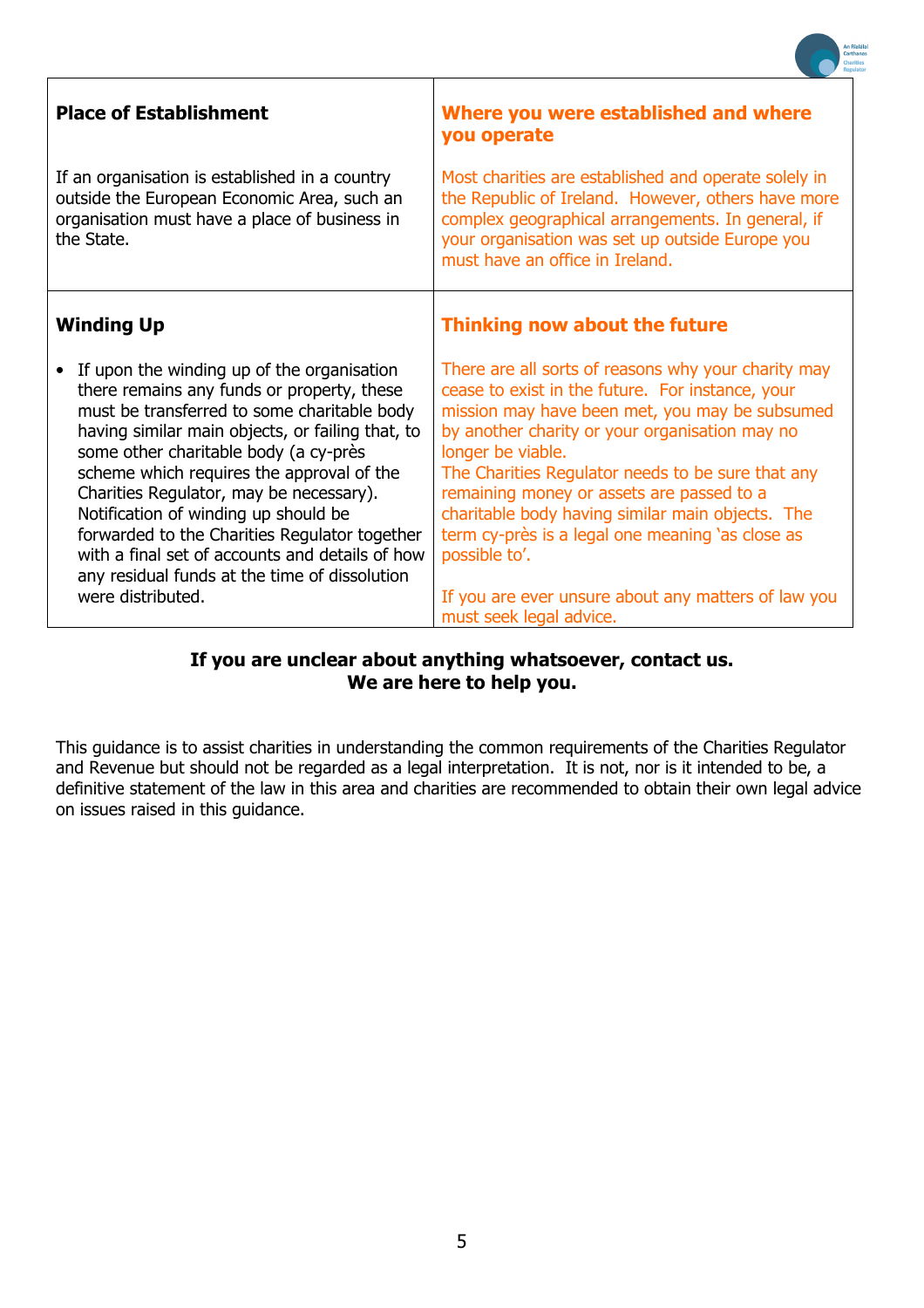| Place of Establishment | Where you were established and where you operate |
|---|---|
| If an organisation is established in a country outside the European Economic Area, such an organisation must have a place of business in the State. | Most charities are established and operate solely in the Republic of Ireland. However, others have more complex geographical arrangements. In general, if your organisation was set up outside Europe you must have an office in Ireland. |
| **Winding Up** | **Thinking now about the future** |
| • If upon the winding up of the organisation there remains any funds or property, these must be transferred to some charitable body having similar main objects, or failing that, to some other charitable body (a cy-près scheme which requires the approval of the Charities Regulator, may be necessary). Notification of winding up should be forwarded to the Charities Regulator together with a final set of accounts and details of how any residual funds at the time of dissolution were distributed. | There are all sorts of reasons why your charity may cease to exist in the future. For instance, your mission may have been met, you may be subsumed by another charity or your organisation may no longer be viable. The Charities Regulator needs to be sure that any remaining money or assets are passed to a charitable body having similar main objects. The term cy-près is a legal one meaning 'as close as possible to'. If you are ever unsure about any matters of law you must seek legal advice. |

**If you are unclear about anything whatsoever, contact us.**
**We are here to help you.**

This guidance is to assist charities in understanding the common requirements of the Charities Regulator and Revenue but should not be regarded as a legal interpretation. It is not, nor is it intended to be, a definitive statement of the law in this area and charities are recommended to obtain their own legal advice on issues raised in this guidance.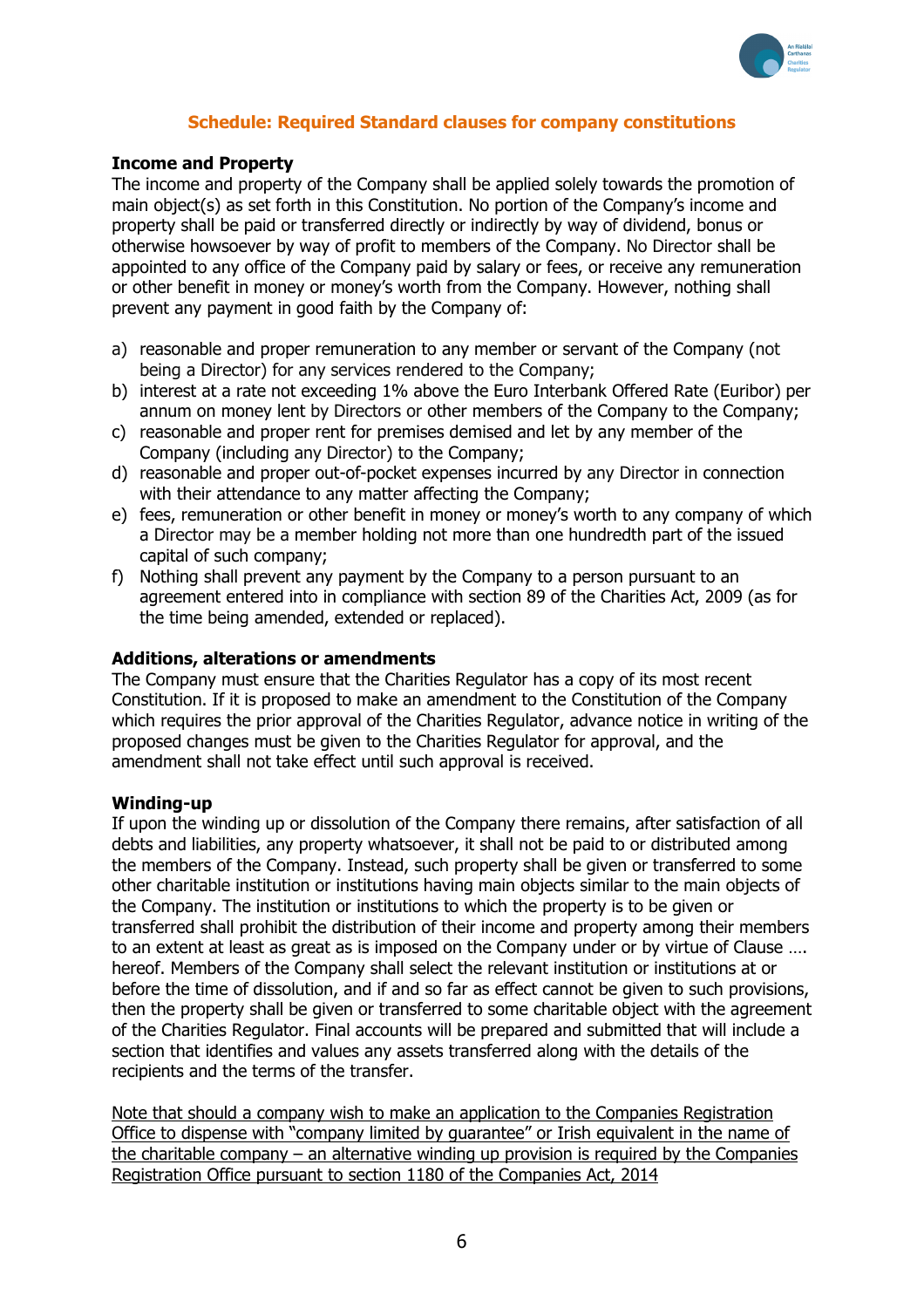## Schedule: Required Standard clauses for company constitutions

**Income and Property**

The income and property of the Company shall be applied solely towards the promotion of main object(s) as set forth in this Constitution. No portion of the Company's income and property shall be paid or transferred directly or indirectly by way of dividend, bonus or otherwise howsoever by way of profit to members of the Company. No Director shall be appointed to any office of the Company paid by salary or fees, or receive any remuneration or other benefit in money or money's worth from the Company. However, nothing shall prevent any payment in good faith by the Company of:

a) reasonable and proper remuneration to any member or servant of the Company (not being a Director) for any services rendered to the Company;
b) interest at a rate not exceeding 1% above the Euro Interbank Offered Rate (Euribor) per annum on money lent by Directors or other members of the Company to the Company;
c) reasonable and proper rent for premises demised and let by any member of the Company (including any Director) to the Company;
d) reasonable and proper out-of-pocket expenses incurred by any Director in connection with their attendance to any matter affecting the Company;
e) fees, remuneration or other benefit in money or money's worth to any company of which a Director may be a member holding not more than one hundredth part of the issued capital of such company;
f) Nothing shall prevent any payment by the Company to a person pursuant to an agreement entered into in compliance with section 89 of the Charities Act, 2009 (as for the time being amended, extended or replaced).

**Additions, alterations or amendments**

The Company must ensure that the Charities Regulator has a copy of its most recent Constitution. If it is proposed to make an amendment to the Constitution of the Company which requires the prior approval of the Charities Regulator, advance notice in writing of the proposed changes must be given to the Charities Regulator for approval, and the amendment shall not take effect until such approval is received.

**Winding-up**

If upon the winding up or dissolution of the Company there remains, after satisfaction of all debts and liabilities, any property whatsoever, it shall not be paid to or distributed among the members of the Company. Instead, such property shall be given or transferred to some other charitable institution or institutions having main objects similar to the main objects of the Company. The institution or institutions to which the property is to be given or transferred shall prohibit the distribution of their income and property among their members to an extent at least as great as is imposed on the Company under or by virtue of Clause …. hereof. Members of the Company shall select the relevant institution or institutions at or before the time of dissolution, and if and so far as effect cannot be given to such provisions, then the property shall be given or transferred to some charitable object with the agreement of the Charities Regulator. Final accounts will be prepared and submitted that will include a section that identifies and values any assets transferred along with the details of the recipients and the terms of the transfer.

<u>Note that should a company wish to make an application to the Companies Registration Office to dispense with "company limited by guarantee" or Irish equivalent in the name of the charitable company – an alternative winding up provision is required by the Companies Registration Office pursuant to section 1180 of the Companies Act, 2014</u>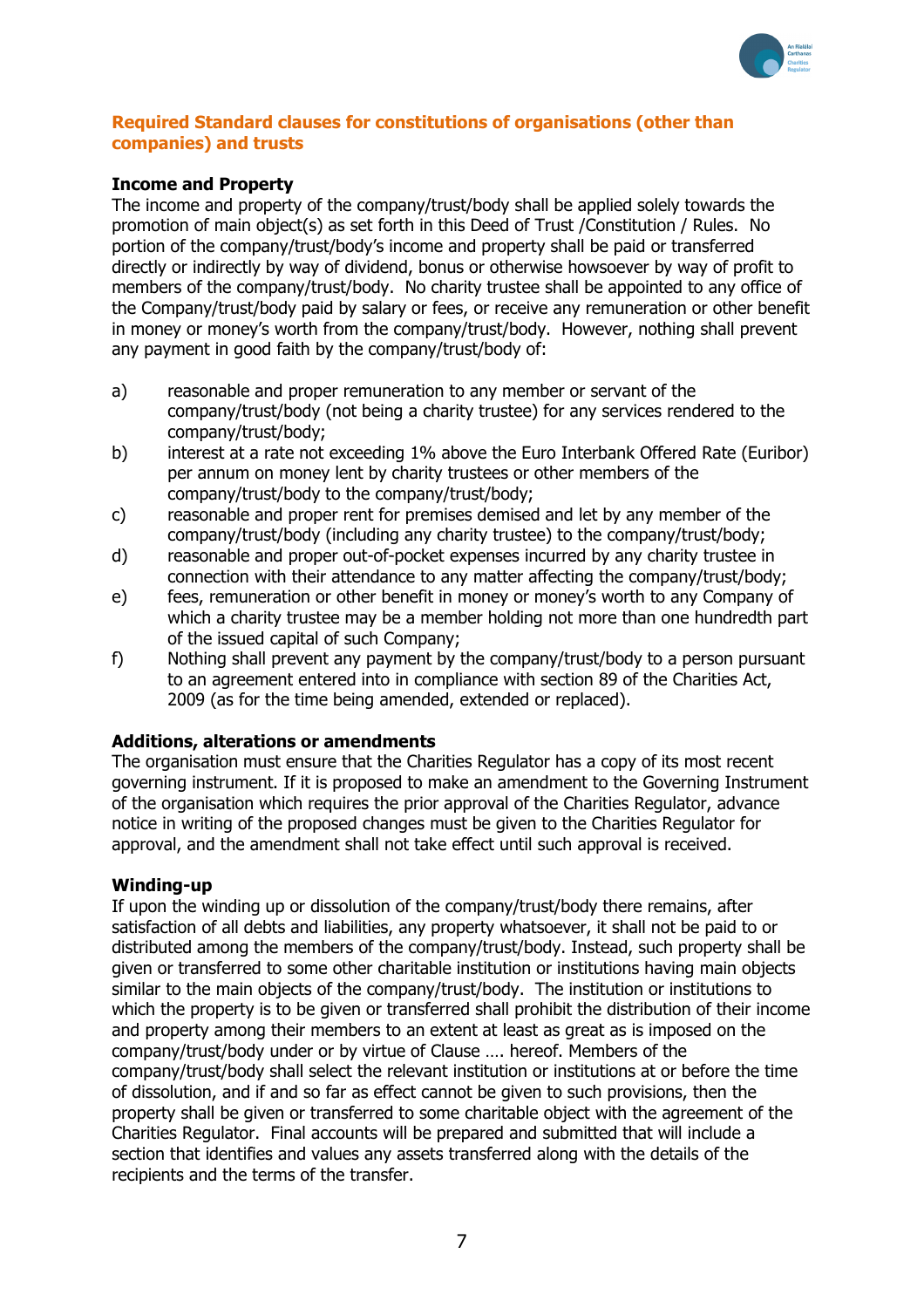## Required Standard clauses for constitutions of organisations (other than companies) and trusts

### Income and Property

The income and property of the company/trust/body shall be applied solely towards the promotion of main object(s) as set forth in this Deed of Trust /Constitution / Rules. No portion of the company/trust/body's income and property shall be paid or transferred directly or indirectly by way of dividend, bonus or otherwise howsoever by way of profit to members of the company/trust/body. No charity trustee shall be appointed to any office of the Company/trust/body paid by salary or fees, or receive any remuneration or other benefit in money or money's worth from the company/trust/body. However, nothing shall prevent any payment in good faith by the company/trust/body of:

a) reasonable and proper remuneration to any member or servant of the company/trust/body (not being a charity trustee) for any services rendered to the company/trust/body;
b) interest at a rate not exceeding 1% above the Euro Interbank Offered Rate (Euribor) per annum on money lent by charity trustees or other members of the company/trust/body to the company/trust/body;
c) reasonable and proper rent for premises demised and let by any member of the company/trust/body (including any charity trustee) to the company/trust/body;
d) reasonable and proper out-of-pocket expenses incurred by any charity trustee in connection with their attendance to any matter affecting the company/trust/body;
e) fees, remuneration or other benefit in money or money's worth to any Company of which a charity trustee may be a member holding not more than one hundredth part of the issued capital of such Company;
f) Nothing shall prevent any payment by the company/trust/body to a person pursuant to an agreement entered into in compliance with section 89 of the Charities Act, 2009 (as for the time being amended, extended or replaced).

### Additions, alterations or amendments

The organisation must ensure that the Charities Regulator has a copy of its most recent governing instrument. If it is proposed to make an amendment to the Governing Instrument of the organisation which requires the prior approval of the Charities Regulator, advance notice in writing of the proposed changes must be given to the Charities Regulator for approval, and the amendment shall not take effect until such approval is received.

### Winding-up

If upon the winding up or dissolution of the company/trust/body there remains, after satisfaction of all debts and liabilities, any property whatsoever, it shall not be paid to or distributed among the members of the company/trust/body. Instead, such property shall be given or transferred to some other charitable institution or institutions having main objects similar to the main objects of the company/trust/body. The institution or institutions to which the property is to be given or transferred shall prohibit the distribution of their income and property among their members to an extent at least as great as is imposed on the company/trust/body under or by virtue of Clause …. hereof. Members of the company/trust/body shall select the relevant institution or institutions at or before the time of dissolution, and if and so far as effect cannot be given to such provisions, then the property shall be given or transferred to some charitable object with the agreement of the Charities Regulator. Final accounts will be prepared and submitted that will include a section that identifies and values any assets transferred along with the details of the recipients and the terms of the transfer.